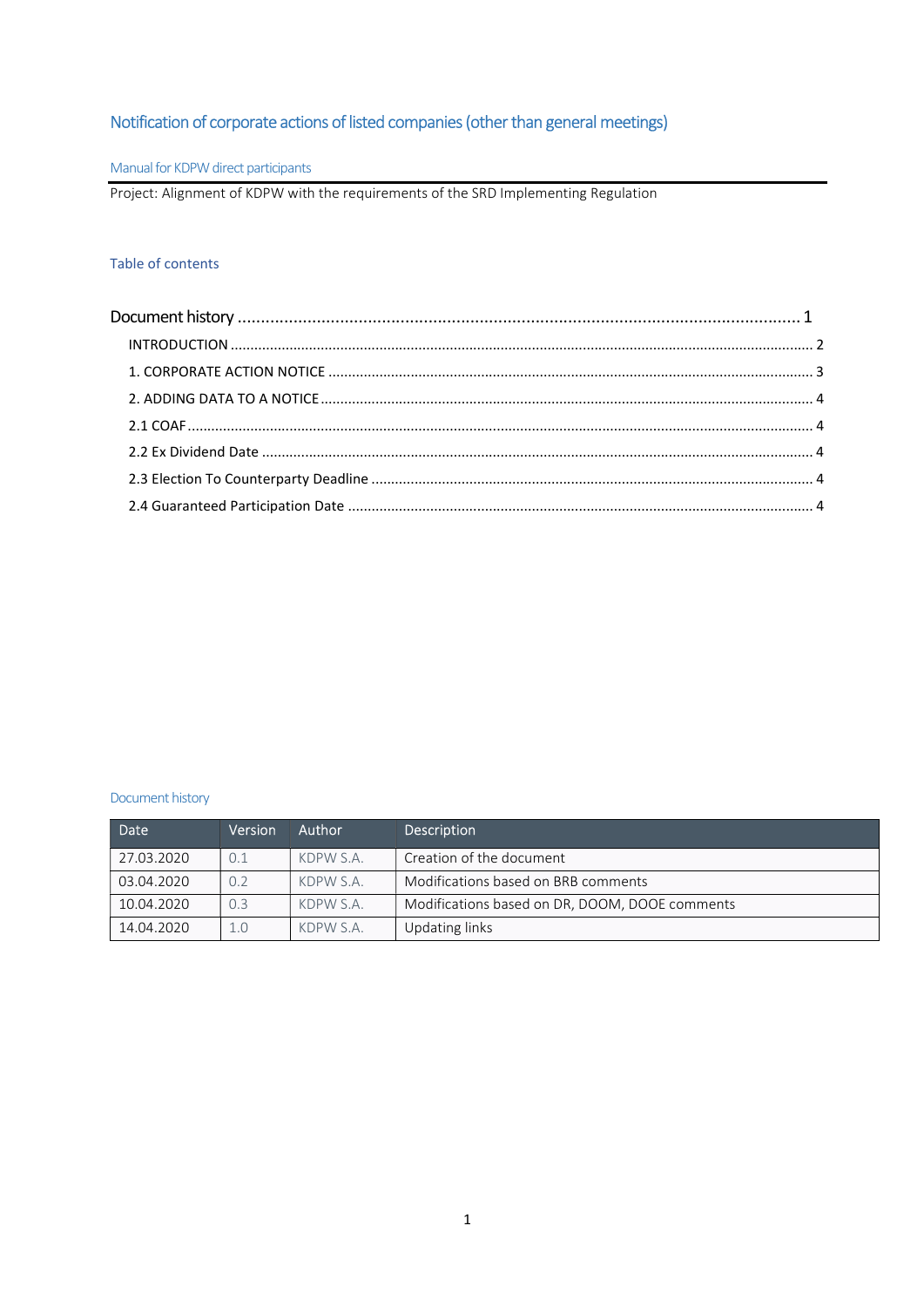# Notification of corporate actions of listed companies (other than general meetings)

Manual for KDPW direct participants

Project: Alignment of KDPW with the requirements of the SRD Implementing Regulation

## Table of contents

Document history ........................................................................................................................ 1

INTRODUCTION ........................................................................................................................ 2

1. CORPORATE ACTION NOTICE ................................................................................................ 3

2. ADDING DATA TO A NOTICE .................................................................................................. 4

2.1 COAF ........................................................................................................................................ 4

2.2 Ex Dividend Date ..................................................................................................................... 4

2.3 Election To Counterparty Deadline ......................................................................................... 4

2.4 Guaranteed Participation Date ............................................................................................... 4

## Document history

| Date | Version | Author | Description |
|---|---|---|---|
| 27.03.2020 | 0.1 | KDPW S.A. | Creation of the document |
| 03.04.2020 | 0.2 | KDPW S.A. | Modifications based on BRB comments |
| 10.04.2020 | 0.3 | KDPW S.A. | Modifications based on DR, DOOM, DOOE comments |
| 14.04.2020 | 1.0 | KDPW S.A. | Updating links |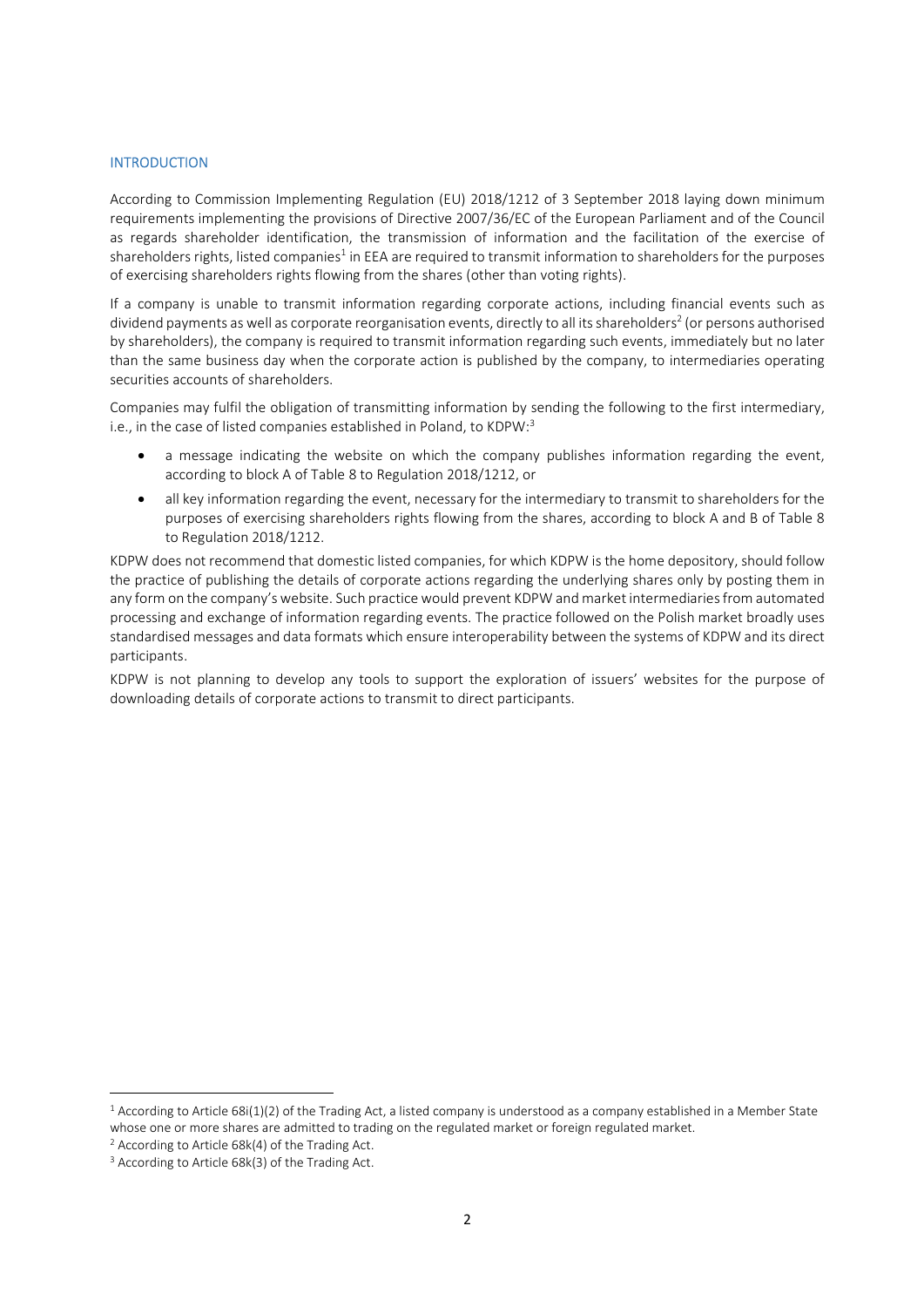## INTRODUCTION

According to Commission Implementing Regulation (EU) 2018/1212 of 3 September 2018 laying down minimum requirements implementing the provisions of Directive 2007/36/EC of the European Parliament and of the Council as regards shareholder identification, the transmission of information and the facilitation of the exercise of shareholders rights, listed companies[1] in EEA are required to transmit information to shareholders for the purposes of exercising shareholders rights flowing from the shares (other than voting rights).

If a company is unable to transmit information regarding corporate actions, including financial events such as dividend payments as well as corporate reorganisation events, directly to all its shareholders[2] (or persons authorised by shareholders), the company is required to transmit information regarding such events, immediately but no later than the same business day when the corporate action is published by the company, to intermediaries operating securities accounts of shareholders.

Companies may fulfil the obligation of transmitting information by sending the following to the first intermediary, i.e., in the case of listed companies established in Poland, to KDPW:[3]

- a message indicating the website on which the company publishes information regarding the event, according to block A of Table 8 to Regulation 2018/1212, or
- all key information regarding the event, necessary for the intermediary to transmit to shareholders for the purposes of exercising shareholders rights flowing from the shares, according to block A and B of Table 8 to Regulation 2018/1212.

KDPW does not recommend that domestic listed companies, for which KDPW is the home depository, should follow the practice of publishing the details of corporate actions regarding the underlying shares only by posting them in any form on the company's website. Such practice would prevent KDPW and market intermediaries from automated processing and exchange of information regarding events. The practice followed on the Polish market broadly uses standardised messages and data formats which ensure interoperability between the systems of KDPW and its direct participants.

KDPW is not planning to develop any tools to support the exploration of issuers' websites for the purpose of downloading details of corporate actions to transmit to direct participants.

---

[1] According to Article 68i(1)(2) of the Trading Act, a listed company is understood as a company established in a Member State whose one or more shares are admitted to trading on the regulated market or foreign regulated market.

[2] According to Article 68k(4) of the Trading Act.

[3] According to Article 68k(3) of the Trading Act.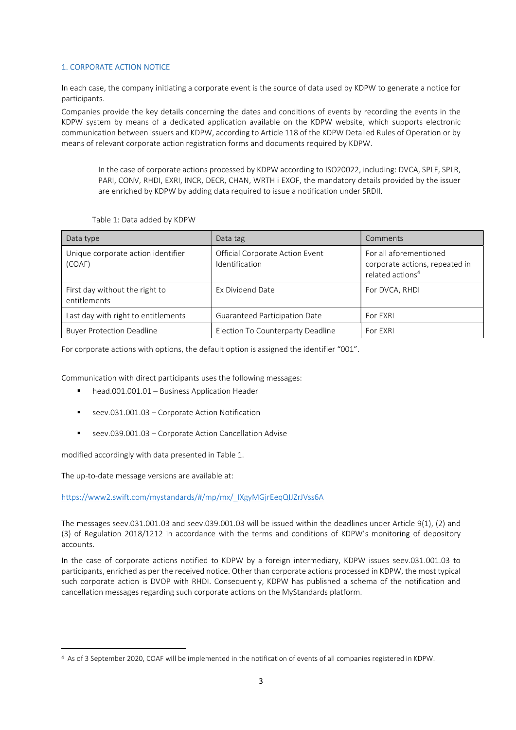## 1. CORPORATE ACTION NOTICE

In each case, the company initiating a corporate event is the source of data used by KDPW to generate a notice for participants.

Companies provide the key details concerning the dates and conditions of events by recording the events in the KDPW system by means of a dedicated application available on the KDPW website, which supports electronic communication between issuers and KDPW, according to Article 118 of the KDPW Detailed Rules of Operation or by means of relevant corporate action registration forms and documents required by KDPW.

> In the case of corporate actions processed by KDPW according to ISO20022, including: DVCA, SPLF, SPLR, PARI, CONV, RHDI, EXRI, INCR, DECR, CHAN, WRTH i EXOF, the mandatory details provided by the issuer are enriched by KDPW by adding data required to issue a notification under SRDII.

Table 1: Data added by KDPW

| Data type | Data tag | Comments |
|---|---|---|
| Unique corporate action identifier (COAF) | Official Corporate Action Event Identification | For all aforementioned corporate actions, repeated in related actions[4] |
| First day without the right to entitlements | Ex Dividend Date | For DVCA, RHDI |
| Last day with right to entitlements | Guaranteed Participation Date | For EXRI |
| Buyer Protection Deadline | Election To Counterparty Deadline | For EXRI |

For corporate actions with options, the default option is assigned the identifier "001".

Communication with direct participants uses the following messages:

- head.001.001.01 – Business Application Header
- seev.031.001.03 – Corporate Action Notification
- seev.039.001.03 – Corporate Action Cancellation Advise

modified accordingly with data presented in Table 1.

The up-to-date message versions are available at:

https://www2.swift.com/mystandards/#/mp/mx/_IXgyMGjrEeqQIJZrJVss6A

The messages seev.031.001.03 and seev.039.001.03 will be issued within the deadlines under Article 9(1), (2) and (3) of Regulation 2018/1212 in accordance with the terms and conditions of KDPW's monitoring of depository accounts.

In the case of corporate actions notified to KDPW by a foreign intermediary, KDPW issues seev.031.001.03 to participants, enriched as per the received notice. Other than corporate actions processed in KDPW, the most typical such corporate action is DVOP with RHDI. Consequently, KDPW has published a schema of the notification and cancellation messages regarding such corporate actions on the MyStandards platform.

[4] As of 3 September 2020, COAF will be implemented in the notification of events of all companies registered in KDPW.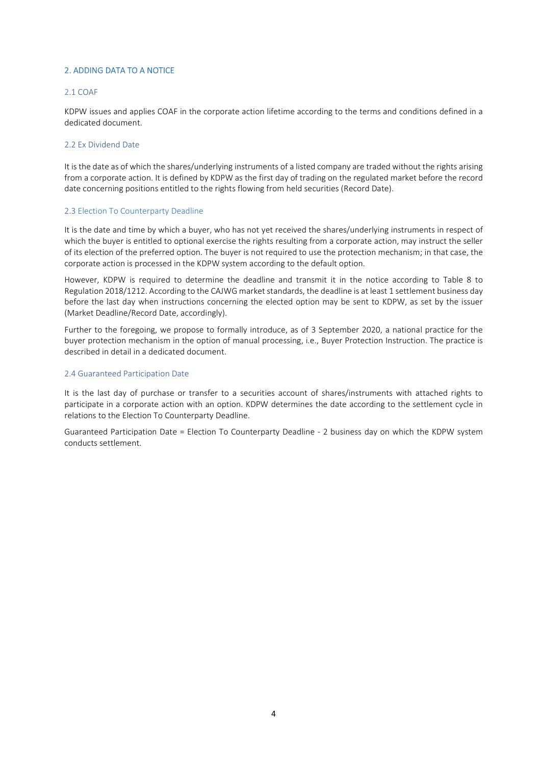## 2. ADDING DATA TO A NOTICE

### 2.1 COAF

KDPW issues and applies COAF in the corporate action lifetime according to the terms and conditions defined in a dedicated document.

### 2.2 Ex Dividend Date

It is the date as of which the shares/underlying instruments of a listed company are traded without the rights arising from a corporate action. It is defined by KDPW as the first day of trading on the regulated market before the record date concerning positions entitled to the rights flowing from held securities (Record Date).

### 2.3 Election To Counterparty Deadline

It is the date and time by which a buyer, who has not yet received the shares/underlying instruments in respect of which the buyer is entitled to optional exercise the rights resulting from a corporate action, may instruct the seller of its election of the preferred option. The buyer is not required to use the protection mechanism; in that case, the corporate action is processed in the KDPW system according to the default option.

However, KDPW is required to determine the deadline and transmit it in the notice according to Table 8 to Regulation 2018/1212. According to the CAJWG market standards, the deadline is at least 1 settlement business day before the last day when instructions concerning the elected option may be sent to KDPW, as set by the issuer (Market Deadline/Record Date, accordingly).

Further to the foregoing, we propose to formally introduce, as of 3 September 2020, a national practice for the buyer protection mechanism in the option of manual processing, i.e., Buyer Protection Instruction. The practice is described in detail in a dedicated document.

### 2.4 Guaranteed Participation Date

It is the last day of purchase or transfer to a securities account of shares/instruments with attached rights to participate in a corporate action with an option. KDPW determines the date according to the settlement cycle in relations to the Election To Counterparty Deadline.

Guaranteed Participation Date = Election To Counterparty Deadline - 2 business day on which the KDPW system conducts settlement.